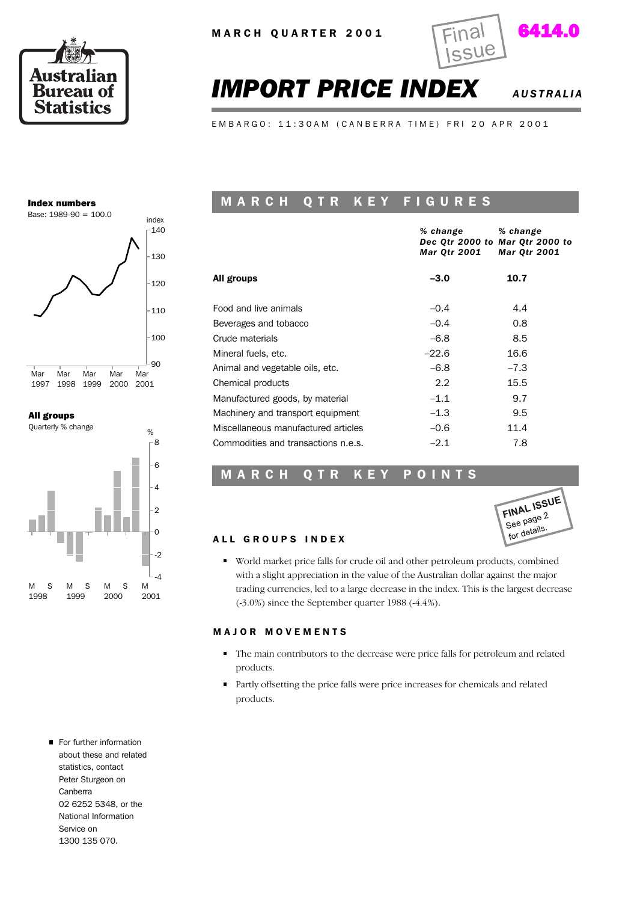MARCH QUARTER 2001

Final Issue

6414.0

# IMPORT PRICE INDEX

AUSTRALIA

EMBARGO: 11:30AM (CANBERRA TIME) FRI 20 APR 2001

**Index numbers**
Base: 1989-90 = 100.0

**All groups**
Quarterly % change

## MARCH QTR KEY FIGURES

| | % change Dec Qtr 2000 to Mar Qtr 2001 | % change Mar Qtr 2000 to Mar Qtr 2001 |
|---|---|---|
| **All groups** | **–3.0** | **10.7** |
| Food and live animals | –0.4 | 4.4 |
| Beverages and tobacco | –0.4 | 0.8 |
| Crude materials | –6.8 | 8.5 |
| Mineral fuels, etc. | –22.6 | 16.6 |
| Animal and vegetable oils, etc. | –6.8 | –7.3 |
| Chemical products | 2.2 | 15.5 |
| Manufactured goods, by material | –1.1 | 9.7 |
| Machinery and transport equipment | –1.3 | 9.5 |
| Miscellaneous manufactured articles | –0.6 | 11.4 |
| Commodities and transactions n.e.s. | –2.1 | 7.8 |

## MARCH QTR KEY POINTS

FINAL ISSUE See page 2 for details.

### ALL GROUPS INDEX

- World market price falls for crude oil and other petroleum products, combined with a slight appreciation in the value of the Australian dollar against the major trading currencies, led to a large decrease in the index. This is the largest decrease (-3.0%) since the September quarter 1988 (-4.4%).

### MAJOR MOVEMENTS

- The main contributors to the decrease were price falls for petroleum and related products.
- Partly offsetting the price falls were price increases for chemicals and related products.

- For further information about these and related statistics, contact Peter Sturgeon on Canberra 02 6252 5348, or the National Information Service on 1300 135 070.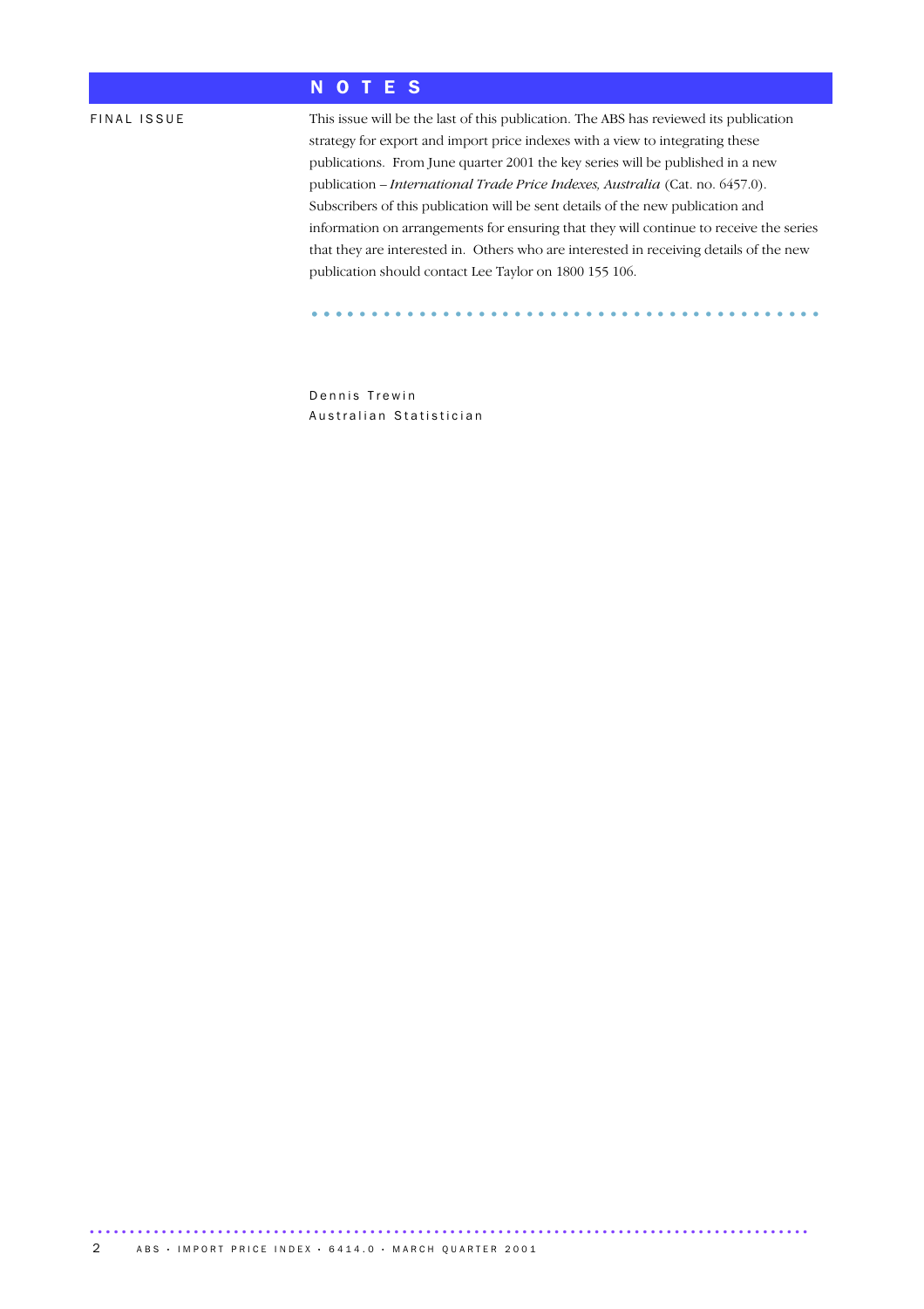# NOTES

**FINAL ISSUE**

This issue will be the last of this publication. The ABS has reviewed its publication strategy for export and import price indexes with a view to integrating these publications. From June quarter 2001 the key series will be published in a new publication – *International Trade Price Indexes, Australia* (Cat. no. 6457.0). Subscribers of this publication will be sent details of the new publication and information on arrangements for ensuring that they will continue to receive the series that they are interested in. Others who are interested in receiving details of the new publication should contact Lee Taylor on 1800 155 106.

Dennis Trewin
Australian Statistician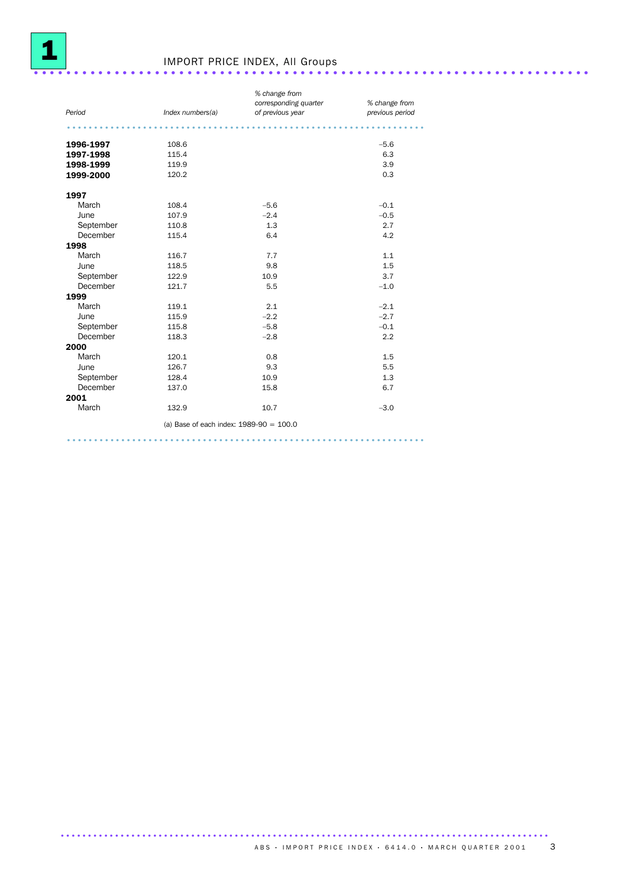# 1 IMPORT PRICE INDEX, All Groups

| Period | Index numbers(a) | % change from corresponding quarter of previous year | % change from previous period |
|---|---|---|---|
| **1996-1997** | 108.6 | | –5.6 |
| **1997-1998** | 115.4 | | 6.3 |
| **1998-1999** | 119.9 | | 3.9 |
| **1999-2000** | 120.2 | | 0.3 |
| **1997** | | | |
| March | 108.4 | –5.6 | –0.1 |
| June | 107.9 | –2.4 | –0.5 |
| September | 110.8 | 1.3 | 2.7 |
| December | 115.4 | 6.4 | 4.2 |
| **1998** | | | |
| March | 116.7 | 7.7 | 1.1 |
| June | 118.5 | 9.8 | 1.5 |
| September | 122.9 | 10.9 | 3.7 |
| December | 121.7 | 5.5 | –1.0 |
| **1999** | | | |
| March | 119.1 | 2.1 | –2.1 |
| June | 115.9 | –2.2 | –2.7 |
| September | 115.8 | –5.8 | –0.1 |
| December | 118.3 | –2.8 | 2.2 |
| **2000** | | | |
| March | 120.1 | 0.8 | 1.5 |
| June | 126.7 | 9.3 | 5.5 |
| September | 128.4 | 10.9 | 1.3 |
| December | 137.0 | 15.8 | 6.7 |
| **2001** | | | |
| March | 132.9 | 10.7 | –3.0 |

(a) Base of each index: 1989-90 = 100.0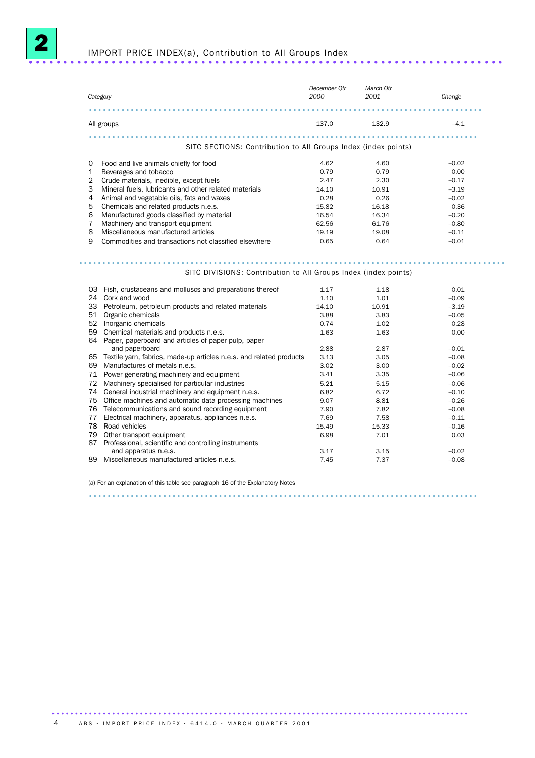## 2 IMPORT PRICE INDEX(a), Contribution to All Groups Index

| Category | December Qtr 2000 | March Qtr 2001 | Change |
|---|---|---|---|
| All groups | 137.0 | 132.9 | –4.1 |
| **SITC SECTIONS: Contribution to All Groups Index (index points)** | | | |
| 0 Food and live animals chiefly for food | 4.62 | 4.60 | –0.02 |
| 1 Beverages and tobacco | 0.79 | 0.79 | 0.00 |
| 2 Crude materials, inedible, except fuels | 2.47 | 2.30 | –0.17 |
| 3 Mineral fuels, lubricants and other related materials | 14.10 | 10.91 | –3.19 |
| 4 Animal and vegetable oils, fats and waxes | 0.28 | 0.26 | –0.02 |
| 5 Chemicals and related products n.e.s. | 15.82 | 16.18 | 0.36 |
| 6 Manufactured goods classified by material | 16.54 | 16.34 | –0.20 |
| 7 Machinery and transport equipment | 62.56 | 61.76 | –0.80 |
| 8 Miscellaneous manufactured articles | 19.19 | 19.08 | –0.11 |
| 9 Commodities and transactions not classified elsewhere | 0.65 | 0.64 | –0.01 |
| **SITC DIVISIONS: Contribution to All Groups Index (index points)** | | | |
| 03 Fish, crustaceans and molluscs and preparations thereof | 1.17 | 1.18 | 0.01 |
| 24 Cork and wood | 1.10 | 1.01 | –0.09 |
| 33 Petroleum, petroleum products and related materials | 14.10 | 10.91 | –3.19 |
| 51 Organic chemicals | 3.88 | 3.83 | –0.05 |
| 52 Inorganic chemicals | 0.74 | 1.02 | 0.28 |
| 59 Chemical materials and products n.e.s. | 1.63 | 1.63 | 0.00 |
| 64 Paper, paperboard and articles of paper pulp, paper and paperboard | 2.88 | 2.87 | –0.01 |
| 65 Textile yarn, fabrics, made-up articles n.e.s. and related products | 3.13 | 3.05 | –0.08 |
| 69 Manufactures of metals n.e.s. | 3.02 | 3.00 | –0.02 |
| 71 Power generating machinery and equipment | 3.41 | 3.35 | –0.06 |
| 72 Machinery specialised for particular industries | 5.21 | 5.15 | –0.06 |
| 74 General industrial machinery and equipment n.e.s. | 6.82 | 6.72 | –0.10 |
| 75 Office machines and automatic data processing machines | 9.07 | 8.81 | –0.26 |
| 76 Telecommunications and sound recording equipment | 7.90 | 7.82 | –0.08 |
| 77 Electrical machinery, apparatus, appliances n.e.s. | 7.69 | 7.58 | –0.11 |
| 78 Road vehicles | 15.49 | 15.33 | –0.16 |
| 79 Other transport equipment | 6.98 | 7.01 | 0.03 |
| 87 Professional, scientific and controlling instruments and apparatus n.e.s. | 3.17 | 3.15 | –0.02 |
| 89 Miscellaneous manufactured articles n.e.s. | 7.45 | 7.37 | –0.08 |

(a) For an explanation of this table see paragraph 16 of the Explanatory Notes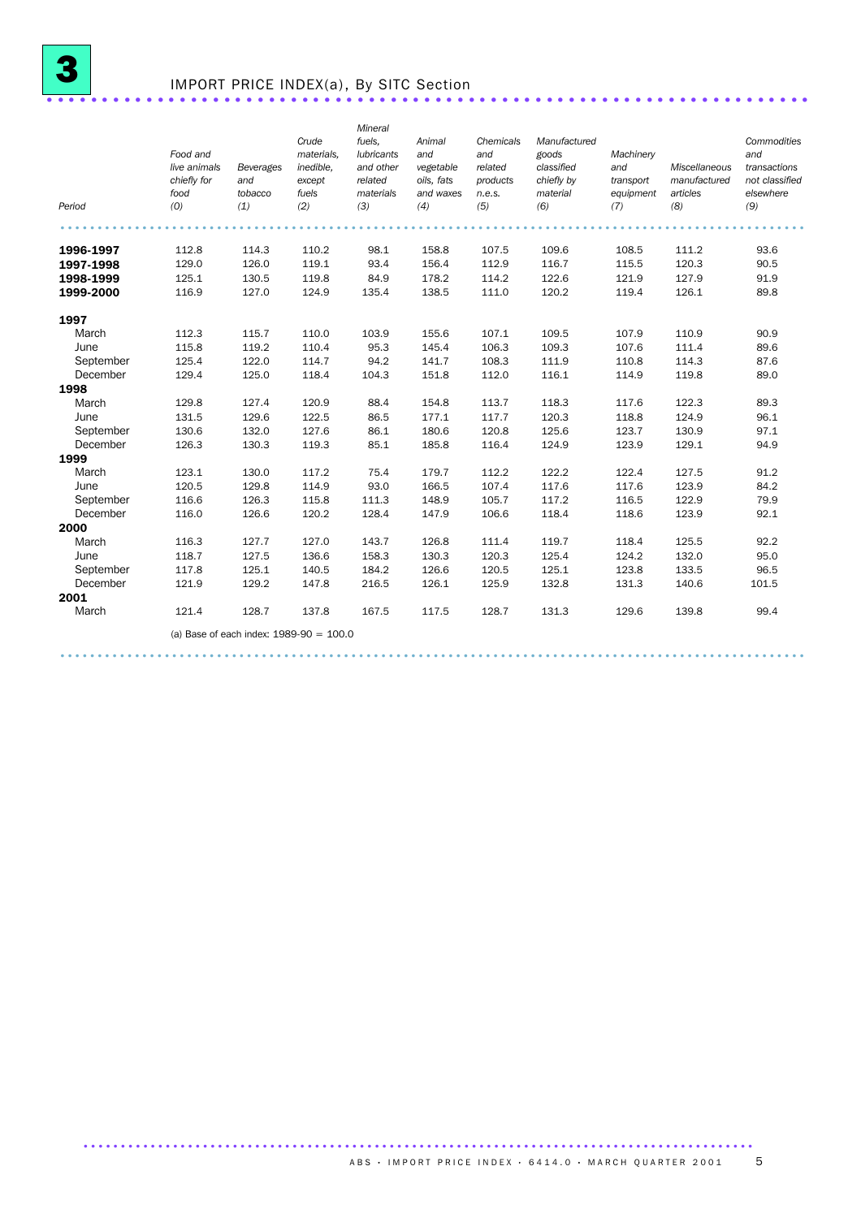# 3 IMPORT PRICE INDEX(a), By SITC Section

| Period | Food and live animals chiefly for food (0) | Beverages and tobacco (1) | Crude materials, inedible, except fuels (2) | Mineral fuels, lubricants and other related materials (3) | Animal and vegetable oils, fats and waxes (4) | Chemicals and related products n.e.s. (5) | Manufactured goods classified chiefly by material (6) | Machinery and transport equipment (7) | Miscellaneous manufactured articles (8) | Commodities and transactions not classified elsewhere (9) |
|---|---|---|---|---|---|---|---|---|---|---|
| **1996-1997** | 112.8 | 114.3 | 110.2 | 98.1 | 158.8 | 107.5 | 109.6 | 108.5 | 111.2 | 93.6 |
| **1997-1998** | 129.0 | 126.0 | 119.1 | 93.4 | 156.4 | 112.9 | 116.7 | 115.5 | 120.3 | 90.5 |
| **1998-1999** | 125.1 | 130.5 | 119.8 | 84.9 | 178.2 | 114.2 | 122.6 | 121.9 | 127.9 | 91.9 |
| **1999-2000** | 116.9 | 127.0 | 124.9 | 135.4 | 138.5 | 111.0 | 120.2 | 119.4 | 126.1 | 89.8 |
| **1997** | | | | | | | | | | |
| March | 112.3 | 115.7 | 110.0 | 103.9 | 155.6 | 107.1 | 109.5 | 107.9 | 110.9 | 90.9 |
| June | 115.8 | 119.2 | 110.4 | 95.3 | 145.4 | 106.3 | 109.3 | 107.6 | 111.4 | 89.6 |
| September | 125.4 | 122.0 | 114.7 | 94.2 | 141.7 | 108.3 | 111.9 | 110.8 | 114.3 | 87.6 |
| December | 129.4 | 125.0 | 118.4 | 104.3 | 151.8 | 112.0 | 116.1 | 114.9 | 119.8 | 89.0 |
| **1998** | | | | | | | | | | |
| March | 129.8 | 127.4 | 120.9 | 88.4 | 154.8 | 113.7 | 118.3 | 117.6 | 122.3 | 89.3 |
| June | 131.5 | 129.6 | 122.5 | 86.5 | 177.1 | 117.7 | 120.3 | 118.8 | 124.9 | 96.1 |
| September | 130.6 | 132.0 | 127.6 | 86.1 | 180.6 | 120.8 | 125.6 | 123.7 | 130.9 | 97.1 |
| December | 126.3 | 130.3 | 119.3 | 85.1 | 185.8 | 116.4 | 124.9 | 123.9 | 129.1 | 94.9 |
| **1999** | | | | | | | | | | |
| March | 123.1 | 130.0 | 117.2 | 75.4 | 179.7 | 112.2 | 122.2 | 122.4 | 127.5 | 91.2 |
| June | 120.5 | 129.8 | 114.9 | 93.0 | 166.5 | 107.4 | 117.6 | 117.6 | 123.9 | 84.2 |
| September | 116.6 | 126.3 | 115.8 | 111.3 | 148.9 | 105.7 | 117.2 | 116.5 | 122.9 | 79.9 |
| December | 116.0 | 126.6 | 120.2 | 128.4 | 147.9 | 106.6 | 118.4 | 118.6 | 123.9 | 92.1 |
| **2000** | | | | | | | | | | |
| March | 116.3 | 127.7 | 127.0 | 143.7 | 126.8 | 111.4 | 119.7 | 118.4 | 125.5 | 92.2 |
| June | 118.7 | 127.5 | 136.6 | 158.3 | 130.3 | 120.3 | 125.4 | 124.2 | 132.0 | 95.0 |
| September | 117.8 | 125.1 | 140.5 | 184.2 | 126.6 | 120.5 | 125.1 | 123.8 | 133.5 | 96.5 |
| December | 121.9 | 129.2 | 147.8 | 216.5 | 126.1 | 125.9 | 132.8 | 131.3 | 140.6 | 101.5 |
| **2001** | | | | | | | | | | |
| March | 121.4 | 128.7 | 137.8 | 167.5 | 117.5 | 128.7 | 131.3 | 129.6 | 139.8 | 99.4 |

(a) Base of each index: 1989-90 = 100.0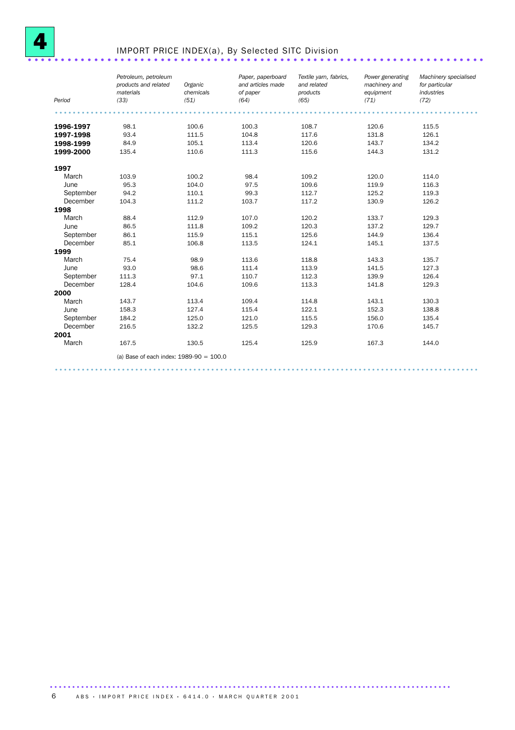# 4 IMPORT PRICE INDEX(a), By Selected SITC Division

| Period | *Petroleum, petroleum products and related materials (33)* | *Organic chemicals (51)* | *Paper, paperboard and articles made of paper (64)* | *Textile yarn, fabrics, and related products (65)* | *Power generating machinery and equipment (71)* | *Machinery specialised for particular industries (72)* |
|---|---|---|---|---|---|---|
| **1996-1997** | 98.1 | 100.6 | 100.3 | 108.7 | 120.6 | 115.5 |
| **1997-1998** | 93.4 | 111.5 | 104.8 | 117.6 | 131.8 | 126.1 |
| **1998-1999** | 84.9 | 105.1 | 113.4 | 120.6 | 143.7 | 134.2 |
| **1999-2000** | 135.4 | 110.6 | 111.3 | 115.6 | 144.3 | 131.2 |
| **1997** | | | | | | |
| March | 103.9 | 100.2 | 98.4 | 109.2 | 120.0 | 114.0 |
| June | 95.3 | 104.0 | 97.5 | 109.6 | 119.9 | 116.3 |
| September | 94.2 | 110.1 | 99.3 | 112.7 | 125.2 | 119.3 |
| December | 104.3 | 111.2 | 103.7 | 117.2 | 130.9 | 126.2 |
| **1998** | | | | | | |
| March | 88.4 | 112.9 | 107.0 | 120.2 | 133.7 | 129.3 |
| June | 86.5 | 111.8 | 109.2 | 120.3 | 137.2 | 129.7 |
| September | 86.1 | 115.9 | 115.1 | 125.6 | 144.9 | 136.4 |
| December | 85.1 | 106.8 | 113.5 | 124.1 | 145.1 | 137.5 |
| **1999** | | | | | | |
| March | 75.4 | 98.9 | 113.6 | 118.8 | 143.3 | 135.7 |
| June | 93.0 | 98.6 | 111.4 | 113.9 | 141.5 | 127.3 |
| September | 111.3 | 97.1 | 110.7 | 112.3 | 139.9 | 126.4 |
| December | 128.4 | 104.6 | 109.6 | 113.3 | 141.8 | 129.3 |
| **2000** | | | | | | |
| March | 143.7 | 113.4 | 109.4 | 114.8 | 143.1 | 130.3 |
| June | 158.3 | 127.4 | 115.4 | 122.1 | 152.3 | 138.8 |
| September | 184.2 | 125.0 | 121.0 | 115.5 | 156.0 | 135.4 |
| December | 216.5 | 132.2 | 125.5 | 129.3 | 170.6 | 145.7 |
| **2001** | | | | | | |
| March | 167.5 | 130.5 | 125.4 | 125.9 | 167.3 | 144.0 |

(a) Base of each index: 1989-90 = 100.0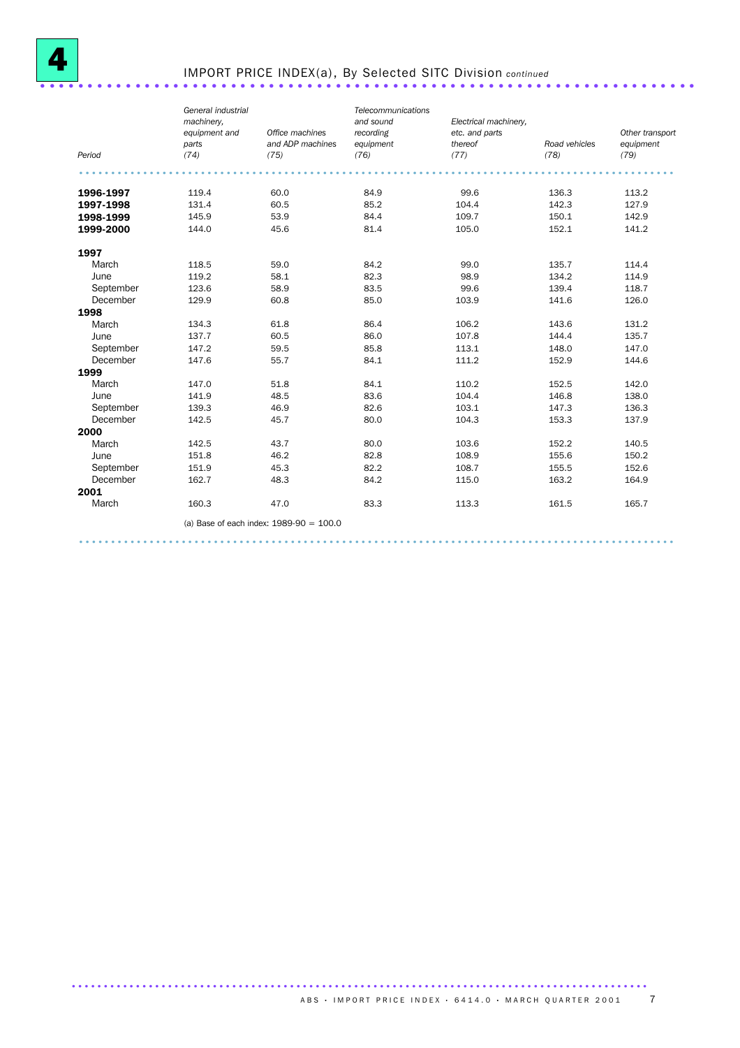# 4 IMPORT PRICE INDEX(a), By Selected SITC Division *continued*

| Period | General industrial machinery, equipment and parts (74) | Office machines and ADP machines (75) | Telecommunications and sound recording equipment (76) | Electrical machinery, etc. and parts thereof (77) | Road vehicles (78) | Other transport equipment (79) |
|---|---|---|---|---|---|---|
| **1996-1997** | 119.4 | 60.0 | 84.9 | 99.6 | 136.3 | 113.2 |
| **1997-1998** | 131.4 | 60.5 | 85.2 | 104.4 | 142.3 | 127.9 |
| **1998-1999** | 145.9 | 53.9 | 84.4 | 109.7 | 150.1 | 142.9 |
| **1999-2000** | 144.0 | 45.6 | 81.4 | 105.0 | 152.1 | 141.2 |
| **1997** | | | | | | |
| March | 118.5 | 59.0 | 84.2 | 99.0 | 135.7 | 114.4 |
| June | 119.2 | 58.1 | 82.3 | 98.9 | 134.2 | 114.9 |
| September | 123.6 | 58.9 | 83.5 | 99.6 | 139.4 | 118.7 |
| December | 129.9 | 60.8 | 85.0 | 103.9 | 141.6 | 126.0 |
| **1998** | | | | | | |
| March | 134.3 | 61.8 | 86.4 | 106.2 | 143.6 | 131.2 |
| June | 137.7 | 60.5 | 86.0 | 107.8 | 144.4 | 135.7 |
| September | 147.2 | 59.5 | 85.8 | 113.1 | 148.0 | 147.0 |
| December | 147.6 | 55.7 | 84.1 | 111.2 | 152.9 | 144.6 |
| **1999** | | | | | | |
| March | 147.0 | 51.8 | 84.1 | 110.2 | 152.5 | 142.0 |
| June | 141.9 | 48.5 | 83.6 | 104.4 | 146.8 | 138.0 |
| September | 139.3 | 46.9 | 82.6 | 103.1 | 147.3 | 136.3 |
| December | 142.5 | 45.7 | 80.0 | 104.3 | 153.3 | 137.9 |
| **2000** | | | | | | |
| March | 142.5 | 43.7 | 80.0 | 103.6 | 152.2 | 140.5 |
| June | 151.8 | 46.2 | 82.8 | 108.9 | 155.6 | 150.2 |
| September | 151.9 | 45.3 | 82.2 | 108.7 | 155.5 | 152.6 |
| December | 162.7 | 48.3 | 84.2 | 115.0 | 163.2 | 164.9 |
| **2001** | | | | | | |
| March | 160.3 | 47.0 | 83.3 | 113.3 | 161.5 | 165.7 |

(a) Base of each index: 1989-90 = 100.0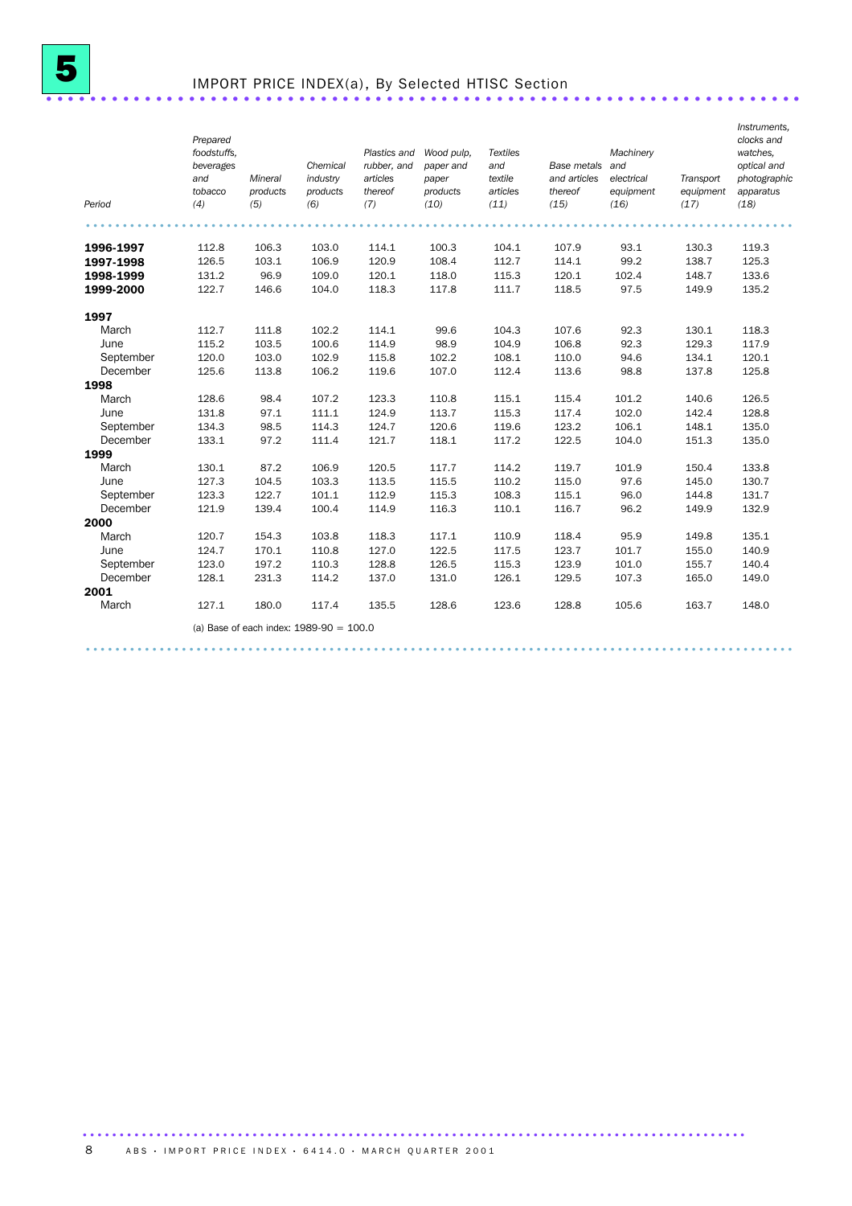## 5 IMPORT PRICE INDEX(a), By Selected HTISC Section

| Period | Prepared foodstuffs, beverages and tobacco (4) | Mineral products (5) | Chemical industry products (6) | Plastics and rubber, and articles thereof (7) | Wood pulp, paper and paper products (10) | Textiles and textile articles (11) | Base metals and articles thereof (15) | Machinery and electrical equipment (16) | Transport equipment (17) | Instruments, clocks and watches, optical and photographic apparatus (18) |
|---|---|---|---|---|---|---|---|---|---|---|
| **1996-1997** | 112.8 | 106.3 | 103.0 | 114.1 | 100.3 | 104.1 | 107.9 | 93.1 | 130.3 | 119.3 |
| **1997-1998** | 126.5 | 103.1 | 106.9 | 120.9 | 108.4 | 112.7 | 114.1 | 99.2 | 138.7 | 125.3 |
| **1998-1999** | 131.2 | 96.9 | 109.0 | 120.1 | 118.0 | 115.3 | 120.1 | 102.4 | 148.7 | 133.6 |
| **1999-2000** | 122.7 | 146.6 | 104.0 | 118.3 | 117.8 | 111.7 | 118.5 | 97.5 | 149.9 | 135.2 |
| **1997** | | | | | | | | | | |
| March | 112.7 | 111.8 | 102.2 | 114.1 | 99.6 | 104.3 | 107.6 | 92.3 | 130.1 | 118.3 |
| June | 115.2 | 103.5 | 100.6 | 114.9 | 98.9 | 104.9 | 106.8 | 92.3 | 129.3 | 117.9 |
| September | 120.0 | 103.0 | 102.9 | 115.8 | 102.2 | 108.1 | 110.0 | 94.6 | 134.1 | 120.1 |
| December | 125.6 | 113.8 | 106.2 | 119.6 | 107.0 | 112.4 | 113.6 | 98.8 | 137.8 | 125.8 |
| **1998** | | | | | | | | | | |
| March | 128.6 | 98.4 | 107.2 | 123.3 | 110.8 | 115.1 | 115.4 | 101.2 | 140.6 | 126.5 |
| June | 131.8 | 97.1 | 111.1 | 124.9 | 113.7 | 115.3 | 117.4 | 102.0 | 142.4 | 128.8 |
| September | 134.3 | 98.5 | 114.3 | 124.7 | 120.6 | 119.6 | 123.2 | 106.1 | 148.1 | 135.0 |
| December | 133.1 | 97.2 | 111.4 | 121.7 | 118.1 | 117.2 | 122.5 | 104.0 | 151.3 | 135.0 |
| **1999** | | | | | | | | | | |
| March | 130.1 | 87.2 | 106.9 | 120.5 | 117.7 | 114.2 | 119.7 | 101.9 | 150.4 | 133.8 |
| June | 127.3 | 104.5 | 103.3 | 113.5 | 115.5 | 110.2 | 115.0 | 97.6 | 145.0 | 130.7 |
| September | 123.3 | 122.7 | 101.1 | 112.9 | 115.3 | 108.3 | 115.1 | 96.0 | 144.8 | 131.7 |
| December | 121.9 | 139.4 | 100.4 | 114.9 | 116.3 | 110.1 | 116.7 | 96.2 | 149.9 | 132.9 |
| **2000** | | | | | | | | | | |
| March | 120.7 | 154.3 | 103.8 | 118.3 | 117.1 | 110.9 | 118.4 | 95.9 | 149.8 | 135.1 |
| June | 124.7 | 170.1 | 110.8 | 127.0 | 122.5 | 117.5 | 123.7 | 101.7 | 155.0 | 140.9 |
| September | 123.0 | 197.2 | 110.3 | 128.8 | 126.5 | 115.3 | 123.9 | 101.0 | 155.7 | 140.4 |
| December | 128.1 | 231.3 | 114.2 | 137.0 | 131.0 | 126.1 | 129.5 | 107.3 | 165.0 | 149.0 |
| **2001** | | | | | | | | | | |
| March | 127.1 | 180.0 | 117.4 | 135.5 | 128.6 | 123.6 | 128.8 | 105.6 | 163.7 | 148.0 |

(a) Base of each index: 1989-90 = 100.0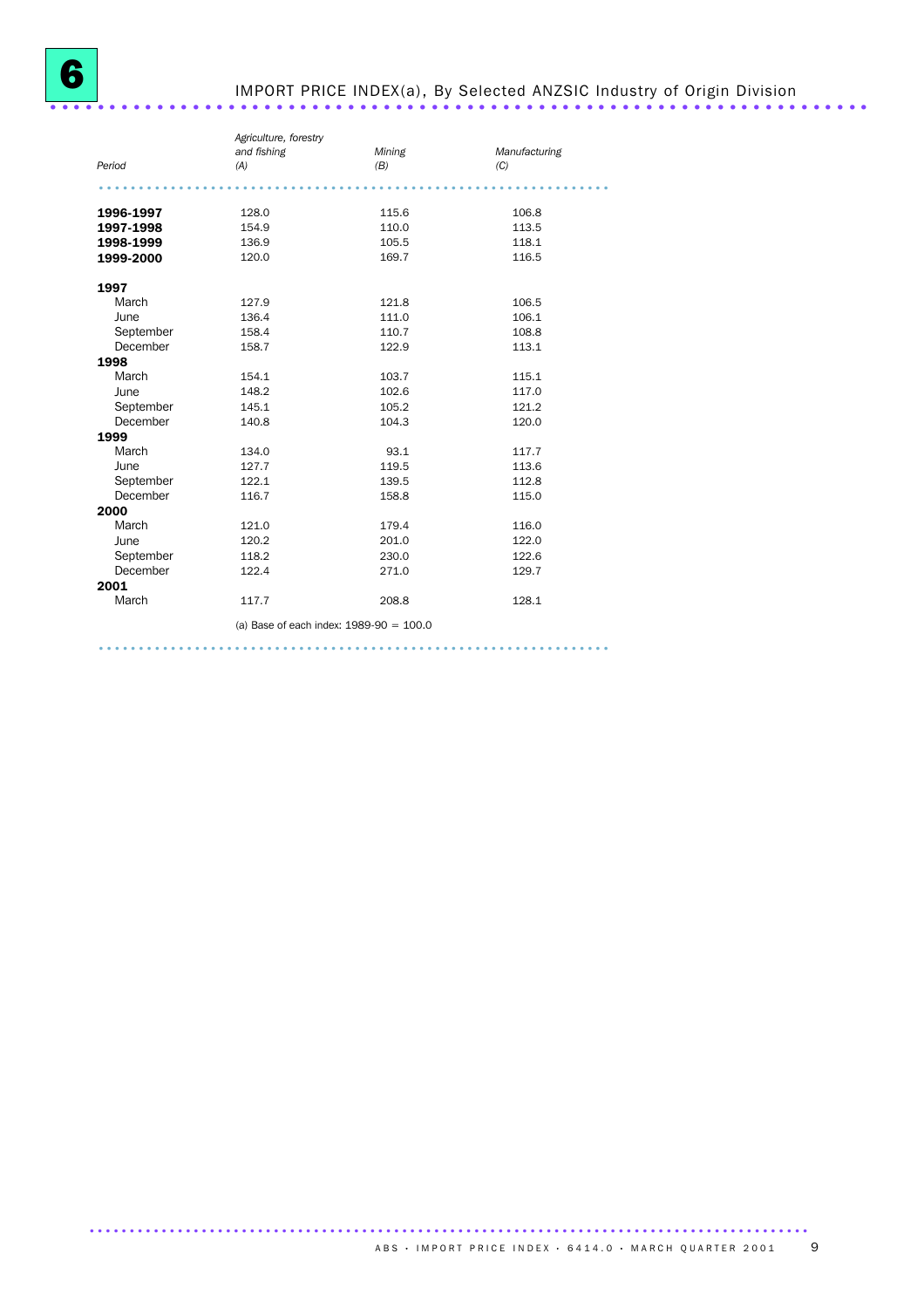# 6 IMPORT PRICE INDEX(a), By Selected ANZSIC Industry of Origin Division

| Period | *Agriculture, forestry and fishing (A)* | *Mining (B)* | *Manufacturing (C)* |
|---|---|---|---|
| **1996-1997** | 128.0 | 115.6 | 106.8 |
| **1997-1998** | 154.9 | 110.0 | 113.5 |
| **1998-1999** | 136.9 | 105.5 | 118.1 |
| **1999-2000** | 120.0 | 169.7 | 116.5 |
| **1997** | | | |
| March | 127.9 | 121.8 | 106.5 |
| June | 136.4 | 111.0 | 106.1 |
| September | 158.4 | 110.7 | 108.8 |
| December | 158.7 | 122.9 | 113.1 |
| **1998** | | | |
| March | 154.1 | 103.7 | 115.1 |
| June | 148.2 | 102.6 | 117.0 |
| September | 145.1 | 105.2 | 121.2 |
| December | 140.8 | 104.3 | 120.0 |
| **1999** | | | |
| March | 134.0 | 93.1 | 117.7 |
| June | 127.7 | 119.5 | 113.6 |
| September | 122.1 | 139.5 | 112.8 |
| December | 116.7 | 158.8 | 115.0 |
| **2000** | | | |
| March | 121.0 | 179.4 | 116.0 |
| June | 120.2 | 201.0 | 122.0 |
| September | 118.2 | 230.0 | 122.6 |
| December | 122.4 | 271.0 | 129.7 |
| **2001** | | | |
| March | 117.7 | 208.8 | 128.1 |

(a) Base of each index: 1989-90 = 100.0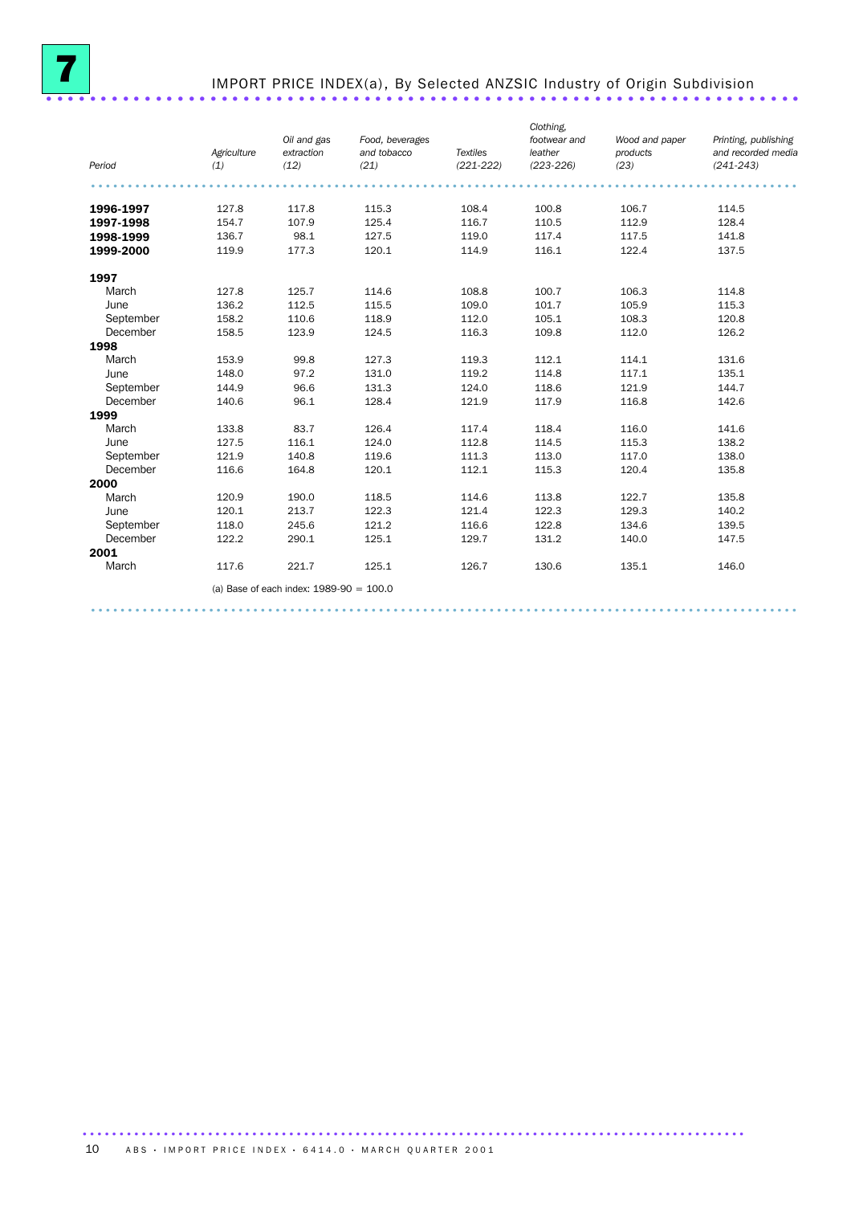# 7 IMPORT PRICE INDEX(a), By Selected ANZSIC Industry of Origin Subdivision

| Period | *Agriculture (1)* | *Oil and gas extraction (12)* | *Food, beverages and tobacco (21)* | *Textiles (221-222)* | *Clothing, footwear and leather (223-226)* | *Wood and paper products (23)* | *Printing, publishing and recorded media (241-243)* |
|---|---|---|---|---|---|---|---|
| **1996-1997** | 127.8 | 117.8 | 115.3 | 108.4 | 100.8 | 106.7 | 114.5 |
| **1997-1998** | 154.7 | 107.9 | 125.4 | 116.7 | 110.5 | 112.9 | 128.4 |
| **1998-1999** | 136.7 | 98.1 | 127.5 | 119.0 | 117.4 | 117.5 | 141.8 |
| **1999-2000** | 119.9 | 177.3 | 120.1 | 114.9 | 116.1 | 122.4 | 137.5 |
| **1997** | | | | | | | |
| March | 127.8 | 125.7 | 114.6 | 108.8 | 100.7 | 106.3 | 114.8 |
| June | 136.2 | 112.5 | 115.5 | 109.0 | 101.7 | 105.9 | 115.3 |
| September | 158.2 | 110.6 | 118.9 | 112.0 | 105.1 | 108.3 | 120.8 |
| December | 158.5 | 123.9 | 124.5 | 116.3 | 109.8 | 112.0 | 126.2 |
| **1998** | | | | | | | |
| March | 153.9 | 99.8 | 127.3 | 119.3 | 112.1 | 114.1 | 131.6 |
| June | 148.0 | 97.2 | 131.0 | 119.2 | 114.8 | 117.1 | 135.1 |
| September | 144.9 | 96.6 | 131.3 | 124.0 | 118.6 | 121.9 | 144.7 |
| December | 140.6 | 96.1 | 128.4 | 121.9 | 117.9 | 116.8 | 142.6 |
| **1999** | | | | | | | |
| March | 133.8 | 83.7 | 126.4 | 117.4 | 118.4 | 116.0 | 141.6 |
| June | 127.5 | 116.1 | 124.0 | 112.8 | 114.5 | 115.3 | 138.2 |
| September | 121.9 | 140.8 | 119.6 | 111.3 | 113.0 | 117.0 | 138.0 |
| December | 116.6 | 164.8 | 120.1 | 112.1 | 115.3 | 120.4 | 135.8 |
| **2000** | | | | | | | |
| March | 120.9 | 190.0 | 118.5 | 114.6 | 113.8 | 122.7 | 135.8 |
| June | 120.1 | 213.7 | 122.3 | 121.4 | 122.3 | 129.3 | 140.2 |
| September | 118.0 | 245.6 | 121.2 | 116.6 | 122.8 | 134.6 | 139.5 |
| December | 122.2 | 290.1 | 125.1 | 129.7 | 131.2 | 140.0 | 147.5 |
| **2001** | | | | | | | |
| March | 117.6 | 221.7 | 125.1 | 126.7 | 130.6 | 135.1 | 146.0 |

(a) Base of each index: 1989-90 = 100.0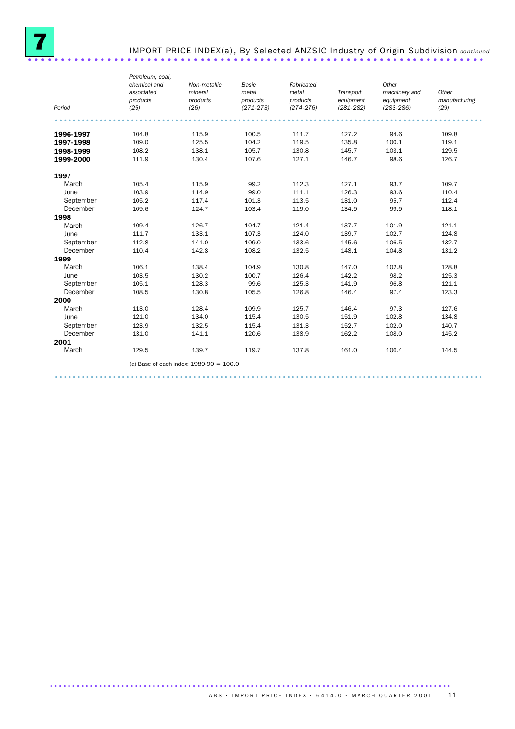# 7 IMPORT PRICE INDEX(a), By Selected ANZSIC Industry of Origin Subdivision *continued*

| Period | *Petroleum, coal, chemical and associated products (25)* | *Non-metallic mineral products (26)* | *Basic metal products (271-273)* | *Fabricated metal products (274-276)* | *Transport equipment (281-282)* | *Other machinery and equipment (283-286)* | *Other manufacturing (29)* |
|---|---|---|---|---|---|---|---|
| **1996-1997** | 104.8 | 115.9 | 100.5 | 111.7 | 127.2 | 94.6 | 109.8 |
| **1997-1998** | 109.0 | 125.5 | 104.2 | 119.5 | 135.8 | 100.1 | 119.1 |
| **1998-1999** | 108.2 | 138.1 | 105.7 | 130.8 | 145.7 | 103.1 | 129.5 |
| **1999-2000** | 111.9 | 130.4 | 107.6 | 127.1 | 146.7 | 98.6 | 126.7 |
| **1997** | | | | | | | |
| March | 105.4 | 115.9 | 99.2 | 112.3 | 127.1 | 93.7 | 109.7 |
| June | 103.9 | 114.9 | 99.0 | 111.1 | 126.3 | 93.6 | 110.4 |
| September | 105.2 | 117.4 | 101.3 | 113.5 | 131.0 | 95.7 | 112.4 |
| December | 109.6 | 124.7 | 103.4 | 119.0 | 134.9 | 99.9 | 118.1 |
| **1998** | | | | | | | |
| March | 109.4 | 126.7 | 104.7 | 121.4 | 137.7 | 101.9 | 121.1 |
| June | 111.7 | 133.1 | 107.3 | 124.0 | 139.7 | 102.7 | 124.8 |
| September | 112.8 | 141.0 | 109.0 | 133.6 | 145.6 | 106.5 | 132.7 |
| December | 110.4 | 142.8 | 108.2 | 132.5 | 148.1 | 104.8 | 131.2 |
| **1999** | | | | | | | |
| March | 106.1 | 138.4 | 104.9 | 130.8 | 147.0 | 102.8 | 128.8 |
| June | 103.5 | 130.2 | 100.7 | 126.4 | 142.2 | 98.2 | 125.3 |
| September | 105.1 | 128.3 | 99.6 | 125.3 | 141.9 | 96.8 | 121.1 |
| December | 108.5 | 130.8 | 105.5 | 126.8 | 146.4 | 97.4 | 123.3 |
| **2000** | | | | | | | |
| March | 113.0 | 128.4 | 109.9 | 125.7 | 146.4 | 97.3 | 127.6 |
| June | 121.0 | 134.0 | 115.4 | 130.5 | 151.9 | 102.8 | 134.8 |
| September | 123.9 | 132.5 | 115.4 | 131.3 | 152.7 | 102.0 | 140.7 |
| December | 131.0 | 141.1 | 120.6 | 138.9 | 162.2 | 108.0 | 145.2 |
| **2001** | | | | | | | |
| March | 129.5 | 139.7 | 119.7 | 137.8 | 161.0 | 106.4 | 144.5 |

(a) Base of each index: 1989-90 = 100.0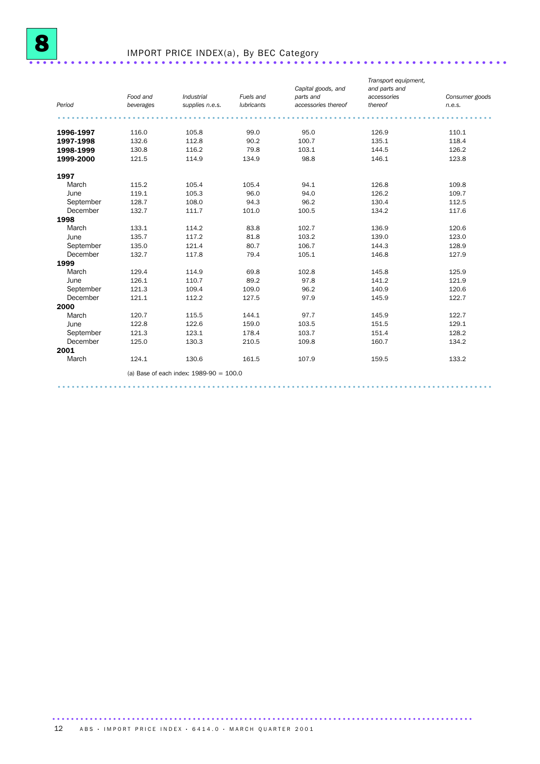## 8 IMPORT PRICE INDEX(a), By BEC Category

| Period | *Food and beverages* | *Industrial supplies n.e.s.* | *Fuels and lubricants* | *Capital goods, and parts and accessories thereof* | *Transport equipment, and parts and accessories thereof* | *Consumer goods n.e.s.* |
|---|---|---|---|---|---|---|
| **1996-1997** | 116.0 | 105.8 | 99.0 | 95.0 | 126.9 | 110.1 |
| **1997-1998** | 132.6 | 112.8 | 90.2 | 100.7 | 135.1 | 118.4 |
| **1998-1999** | 130.8 | 116.2 | 79.8 | 103.1 | 144.5 | 126.2 |
| **1999-2000** | 121.5 | 114.9 | 134.9 | 98.8 | 146.1 | 123.8 |
| **1997** | | | | | | |
| March | 115.2 | 105.4 | 105.4 | 94.1 | 126.8 | 109.8 |
| June | 119.1 | 105.3 | 96.0 | 94.0 | 126.2 | 109.7 |
| September | 128.7 | 108.0 | 94.3 | 96.2 | 130.4 | 112.5 |
| December | 132.7 | 111.7 | 101.0 | 100.5 | 134.2 | 117.6 |
| **1998** | | | | | | |
| March | 133.1 | 114.2 | 83.8 | 102.7 | 136.9 | 120.6 |
| June | 135.7 | 117.2 | 81.8 | 103.2 | 139.0 | 123.0 |
| September | 135.0 | 121.4 | 80.7 | 106.7 | 144.3 | 128.9 |
| December | 132.7 | 117.8 | 79.4 | 105.1 | 146.8 | 127.9 |
| **1999** | | | | | | |
| March | 129.4 | 114.9 | 69.8 | 102.8 | 145.8 | 125.9 |
| June | 126.1 | 110.7 | 89.2 | 97.8 | 141.2 | 121.9 |
| September | 121.3 | 109.4 | 109.0 | 96.2 | 140.9 | 120.6 |
| December | 121.1 | 112.2 | 127.5 | 97.9 | 145.9 | 122.7 |
| **2000** | | | | | | |
| March | 120.7 | 115.5 | 144.1 | 97.7 | 145.9 | 122.7 |
| June | 122.8 | 122.6 | 159.0 | 103.5 | 151.5 | 129.1 |
| September | 121.3 | 123.1 | 178.4 | 103.7 | 151.4 | 128.2 |
| December | 125.0 | 130.3 | 210.5 | 109.8 | 160.7 | 134.2 |
| **2001** | | | | | | |
| March | 124.1 | 130.6 | 161.5 | 107.9 | 159.5 | 133.2 |

(a) Base of each index: 1989-90 = 100.0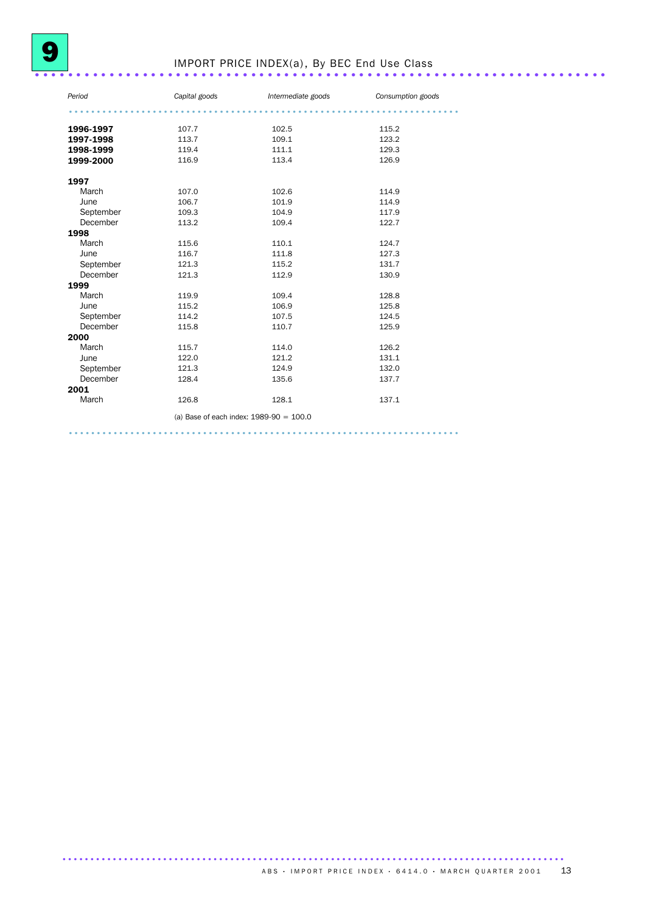# 9 IMPORT PRICE INDEX(a), By BEC End Use Class

| *Period* | *Capital goods* | *Intermediate goods* | *Consumption goods* |
|---|---|---|---|
| **1996-1997** | 107.7 | 102.5 | 115.2 |
| **1997-1998** | 113.7 | 109.1 | 123.2 |
| **1998-1999** | 119.4 | 111.1 | 129.3 |
| **1999-2000** | 116.9 | 113.4 | 126.9 |
| **1997** | | | |
| March | 107.0 | 102.6 | 114.9 |
| June | 106.7 | 101.9 | 114.9 |
| September | 109.3 | 104.9 | 117.9 |
| December | 113.2 | 109.4 | 122.7 |
| **1998** | | | |
| March | 115.6 | 110.1 | 124.7 |
| June | 116.7 | 111.8 | 127.3 |
| September | 121.3 | 115.2 | 131.7 |
| December | 121.3 | 112.9 | 130.9 |
| **1999** | | | |
| March | 119.9 | 109.4 | 128.8 |
| June | 115.2 | 106.9 | 125.8 |
| September | 114.2 | 107.5 | 124.5 |
| December | 115.8 | 110.7 | 125.9 |
| **2000** | | | |
| March | 115.7 | 114.0 | 126.2 |
| June | 122.0 | 121.2 | 131.1 |
| September | 121.3 | 124.9 | 132.0 |
| December | 128.4 | 135.6 | 137.7 |
| **2001** | | | |
| March | 126.8 | 128.1 | 137.1 |

(a) Base of each index: 1989-90 = 100.0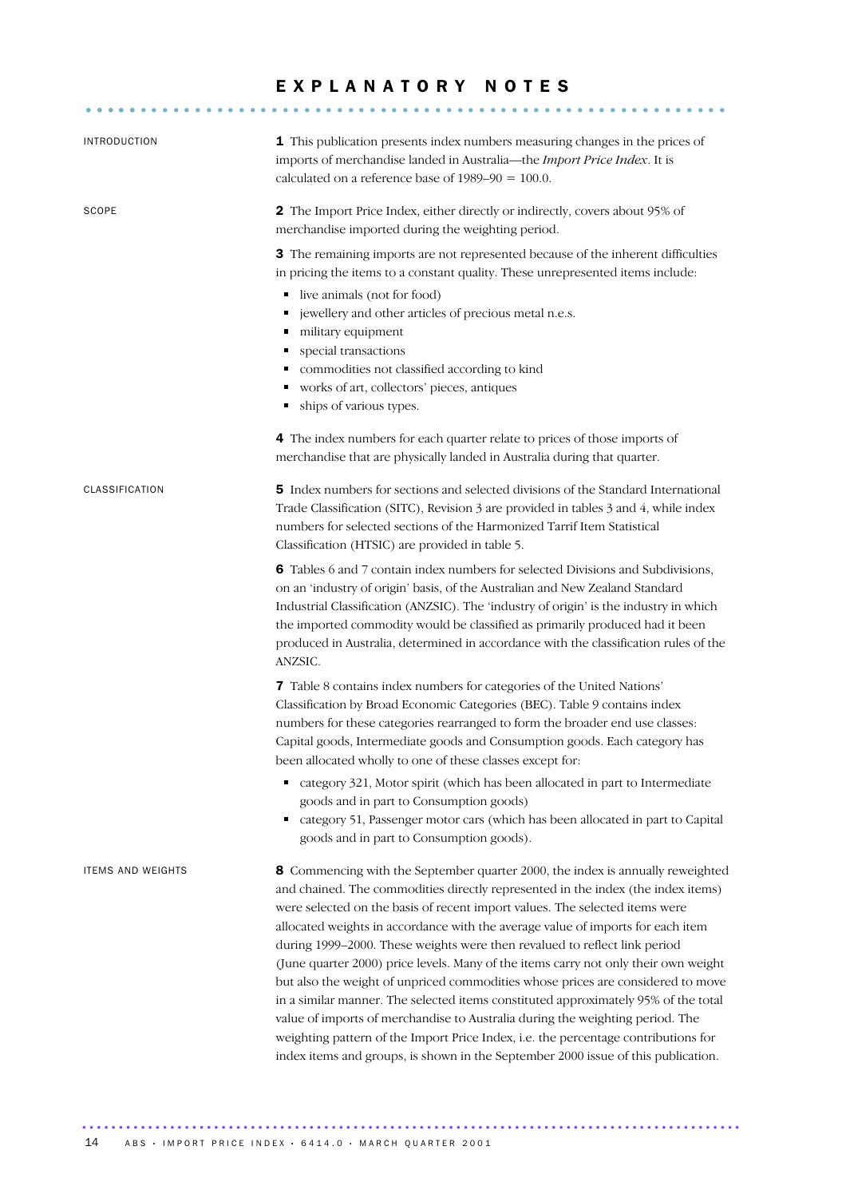# EXPLANATORY NOTES

## INTRODUCTION

**1** This publication presents index numbers measuring changes in the prices of imports of merchandise landed in Australia—the *Import Price Index*. It is calculated on a reference base of 1989–90 = 100.0.

## SCOPE

**2** The Import Price Index, either directly or indirectly, covers about 95% of merchandise imported during the weighting period.

**3** The remaining imports are not represented because of the inherent difficulties in pricing the items to a constant quality. These unrepresented items include:

- live animals (not for food)
- jewellery and other articles of precious metal n.e.s.
- military equipment
- special transactions
- commodities not classified according to kind
- works of art, collectors' pieces, antiques
- ships of various types.

**4** The index numbers for each quarter relate to prices of those imports of merchandise that are physically landed in Australia during that quarter.

## CLASSIFICATION

**5** Index numbers for sections and selected divisions of the Standard International Trade Classification (SITC), Revision 3 are provided in tables 3 and 4, while index numbers for selected sections of the Harmonized Tarrif Item Statistical Classification (HTSIC) are provided in table 5.

**6** Tables 6 and 7 contain index numbers for selected Divisions and Subdivisions, on an 'industry of origin' basis, of the Australian and New Zealand Standard Industrial Classification (ANZSIC). The 'industry of origin' is the industry in which the imported commodity would be classified as primarily produced had it been produced in Australia, determined in accordance with the classification rules of the ANZSIC.

**7** Table 8 contains index numbers for categories of the United Nations' Classification by Broad Economic Categories (BEC). Table 9 contains index numbers for these categories rearranged to form the broader end use classes: Capital goods, Intermediate goods and Consumption goods. Each category has been allocated wholly to one of these classes except for:

- category 321, Motor spirit (which has been allocated in part to Intermediate goods and in part to Consumption goods)
- category 51, Passenger motor cars (which has been allocated in part to Capital goods and in part to Consumption goods).

## ITEMS AND WEIGHTS

**8** Commencing with the September quarter 2000, the index is annually reweighted and chained. The commodities directly represented in the index (the index items) were selected on the basis of recent import values. The selected items were allocated weights in accordance with the average value of imports for each item during 1999–2000. These weights were then revalued to reflect link period (June quarter 2000) price levels. Many of the items carry not only their own weight but also the weight of unpriced commodities whose prices are considered to move in a similar manner. The selected items constituted approximately 95% of the total value of imports of merchandise to Australia during the weighting period. The weighting pattern of the Import Price Index, i.e. the percentage contributions for index items and groups, is shown in the September 2000 issue of this publication.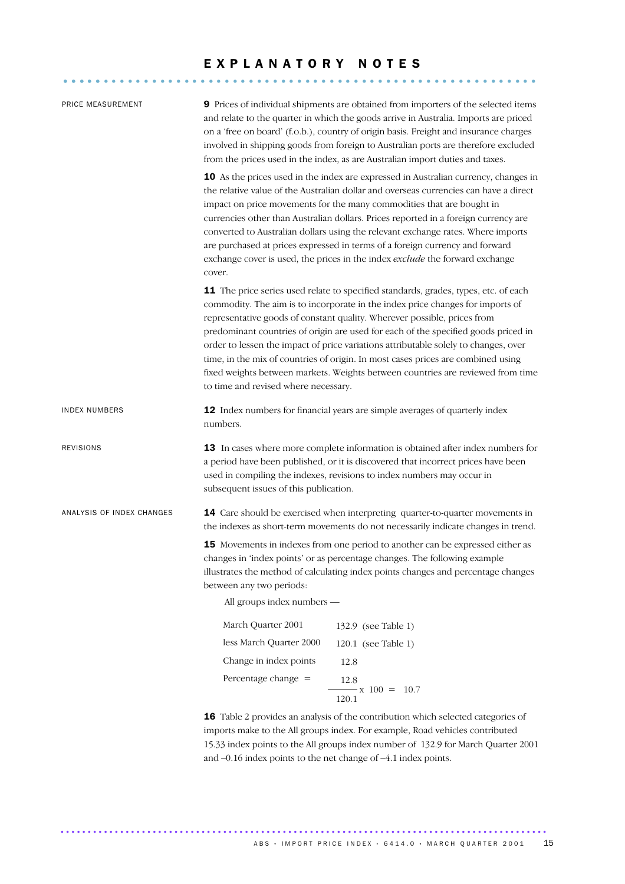# EXPLANATORY NOTES

## PRICE MEASUREMENT

**9** Prices of individual shipments are obtained from importers of the selected items and relate to the quarter in which the goods arrive in Australia. Imports are priced on a 'free on board' (f.o.b.), country of origin basis. Freight and insurance charges involved in shipping goods from foreign to Australian ports are therefore excluded from the prices used in the index, as are Australian import duties and taxes.

**10** As the prices used in the index are expressed in Australian currency, changes in the relative value of the Australian dollar and overseas currencies can have a direct impact on price movements for the many commodities that are bought in currencies other than Australian dollars. Prices reported in a foreign currency are converted to Australian dollars using the relevant exchange rates. Where imports are purchased at prices expressed in terms of a foreign currency and forward exchange cover is used, the prices in the index *exclude* the forward exchange cover.

**11** The price series used relate to specified standards, grades, types, etc. of each commodity. The aim is to incorporate in the index price changes for imports of representative goods of constant quality. Wherever possible, prices from predominant countries of origin are used for each of the specified goods priced in order to lessen the impact of price variations attributable solely to changes, over time, in the mix of countries of origin. In most cases prices are combined using fixed weights between markets. Weights between countries are reviewed from time to time and revised where necessary.

## INDEX NUMBERS

**12** Index numbers for financial years are simple averages of quarterly index numbers.

## REVISIONS

**13** In cases where more complete information is obtained after index numbers for a period have been published, or it is discovered that incorrect prices have been used in compiling the indexes, revisions to index numbers may occur in subsequent issues of this publication.

## ANALYSIS OF INDEX CHANGES

**14** Care should be exercised when interpreting quarter-to-quarter movements in the indexes as short-term movements do not necessarily indicate changes in trend.

**15** Movements in indexes from one period to another can be expressed either as changes in 'index points' or as percentage changes. The following example illustrates the method of calculating index points changes and percentage changes between any two periods:

All groups index numbers —

| | |
|---|---|
| March Quarter 2001 | 132.9 (see Table 1) |
| less March Quarter 2000 | 120.1 (see Table 1) |
| Change in index points | 12.8 |
| Percentage change = | $\frac{12.8}{120.1} \times 100 = 10.7$ |

**16** Table 2 provides an analysis of the contribution which selected categories of imports make to the All groups index. For example, Road vehicles contributed 15.33 index points to the All groups index number of 132.9 for March Quarter 2001 and –0.16 index points to the net change of –4.1 index points.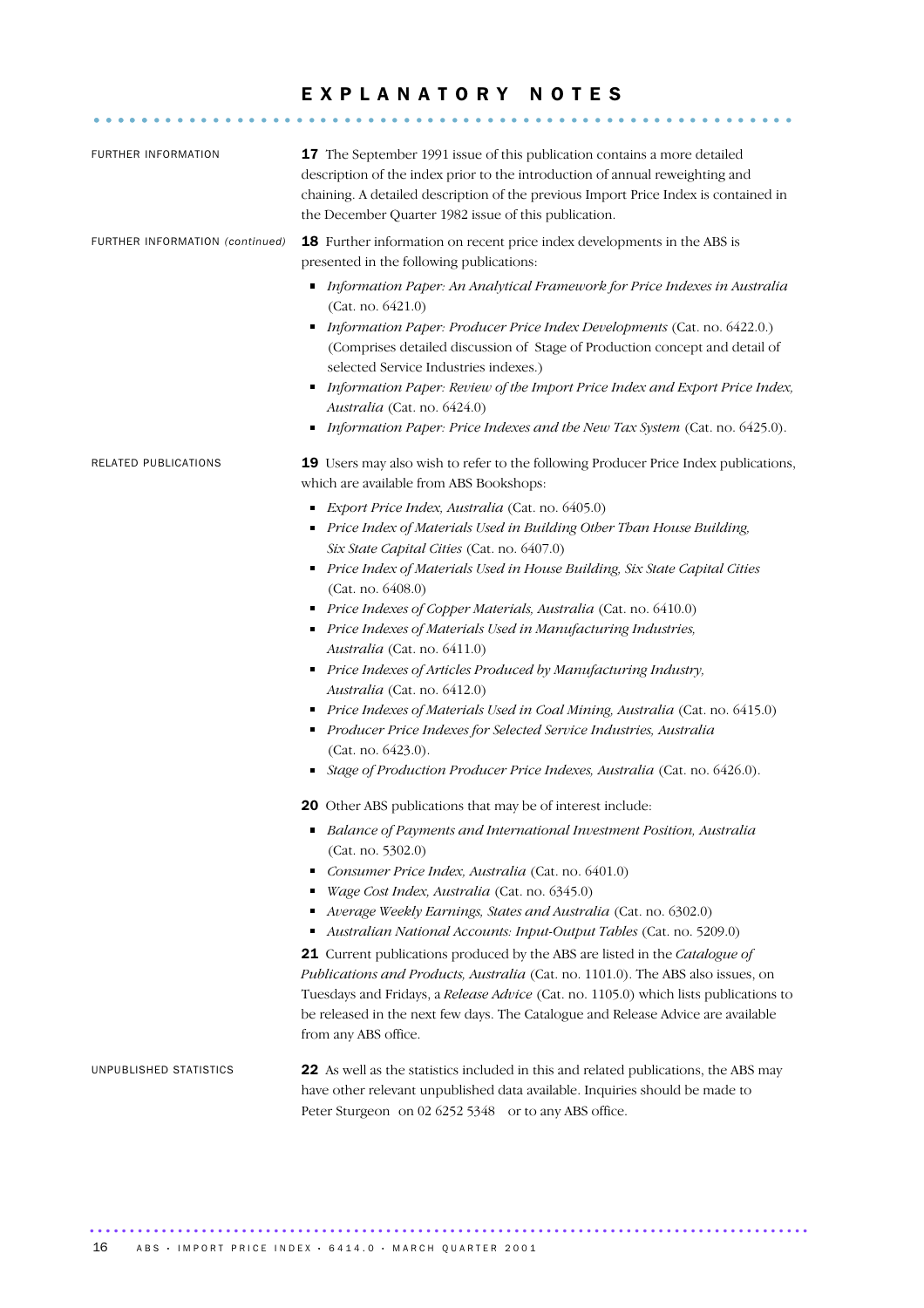# EXPLANATORY NOTES

**FURTHER INFORMATION**

**17** The September 1991 issue of this publication contains a more detailed description of the index prior to the introduction of annual reweighting and chaining. A detailed description of the previous Import Price Index is contained in the December Quarter 1982 issue of this publication.

**FURTHER INFORMATION** *(continued)*

**18** Further information on recent price index developments in the ABS is presented in the following publications:

- *Information Paper: An Analytical Framework for Price Indexes in Australia* (Cat. no. 6421.0)
- *Information Paper: Producer Price Index Developments* (Cat. no. 6422.0.) (Comprises detailed discussion of Stage of Production concept and detail of selected Service Industries indexes.)
- *Information Paper: Review of the Import Price Index and Export Price Index, Australia* (Cat. no. 6424.0)
- *Information Paper: Price Indexes and the New Tax System* (Cat. no. 6425.0).

**RELATED PUBLICATIONS**

**19** Users may also wish to refer to the following Producer Price Index publications, which are available from ABS Bookshops:

- *Export Price Index, Australia* (Cat. no. 6405.0)
- *Price Index of Materials Used in Building Other Than House Building, Six State Capital Cities* (Cat. no. 6407.0)
- *Price Index of Materials Used in House Building, Six State Capital Cities* (Cat. no. 6408.0)
- *Price Indexes of Copper Materials, Australia* (Cat. no. 6410.0)
- *Price Indexes of Materials Used in Manufacturing Industries, Australia* (Cat. no. 6411.0)
- *Price Indexes of Articles Produced by Manufacturing Industry, Australia* (Cat. no. 6412.0)
- *Price Indexes of Materials Used in Coal Mining, Australia* (Cat. no. 6415.0)
- *Producer Price Indexes for Selected Service Industries, Australia* (Cat. no. 6423.0).
- *Stage of Production Producer Price Indexes, Australia* (Cat. no. 6426.0).

**20** Other ABS publications that may be of interest include:

- *Balance of Payments and International Investment Position, Australia* (Cat. no. 5302.0)
- *Consumer Price Index, Australia* (Cat. no. 6401.0)
- *Wage Cost Index, Australia* (Cat. no. 6345.0)
- *Average Weekly Earnings, States and Australia* (Cat. no. 6302.0)
- *Australian National Accounts: Input-Output Tables* (Cat. no. 5209.0)

**21** Current publications produced by the ABS are listed in the *Catalogue of Publications and Products, Australia* (Cat. no. 1101.0). The ABS also issues, on Tuesdays and Fridays, a *Release Advice* (Cat. no. 1105.0) which lists publications to be released in the next few days. The Catalogue and Release Advice are available from any ABS office.

**UNPUBLISHED STATISTICS**

**22** As well as the statistics included in this and related publications, the ABS may have other relevant unpublished data available. Inquiries should be made to Peter Sturgeon on 02 6252 5348 or to any ABS office.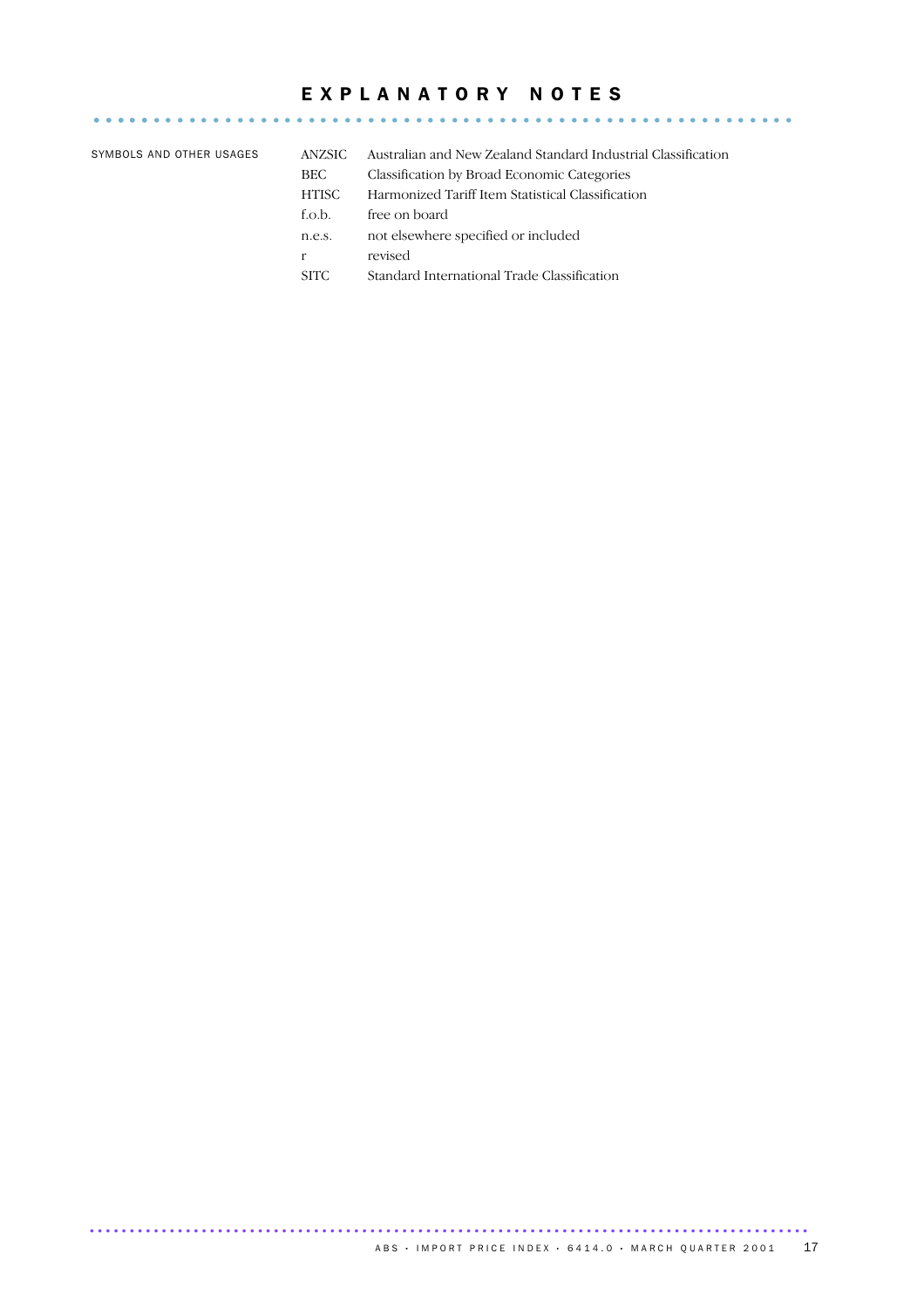# EXPLANATORY NOTES

SYMBOLS AND OTHER USAGES

| | |
|---|---|
| ANZSIC | Australian and New Zealand Standard Industrial Classification |
| BEC | Classification by Broad Economic Categories |
| HTISC | Harmonized Tariff Item Statistical Classification |
| f.o.b. | free on board |
| n.e.s. | not elsewhere specified or included |
| r | revised |
| SITC | Standard International Trade Classification |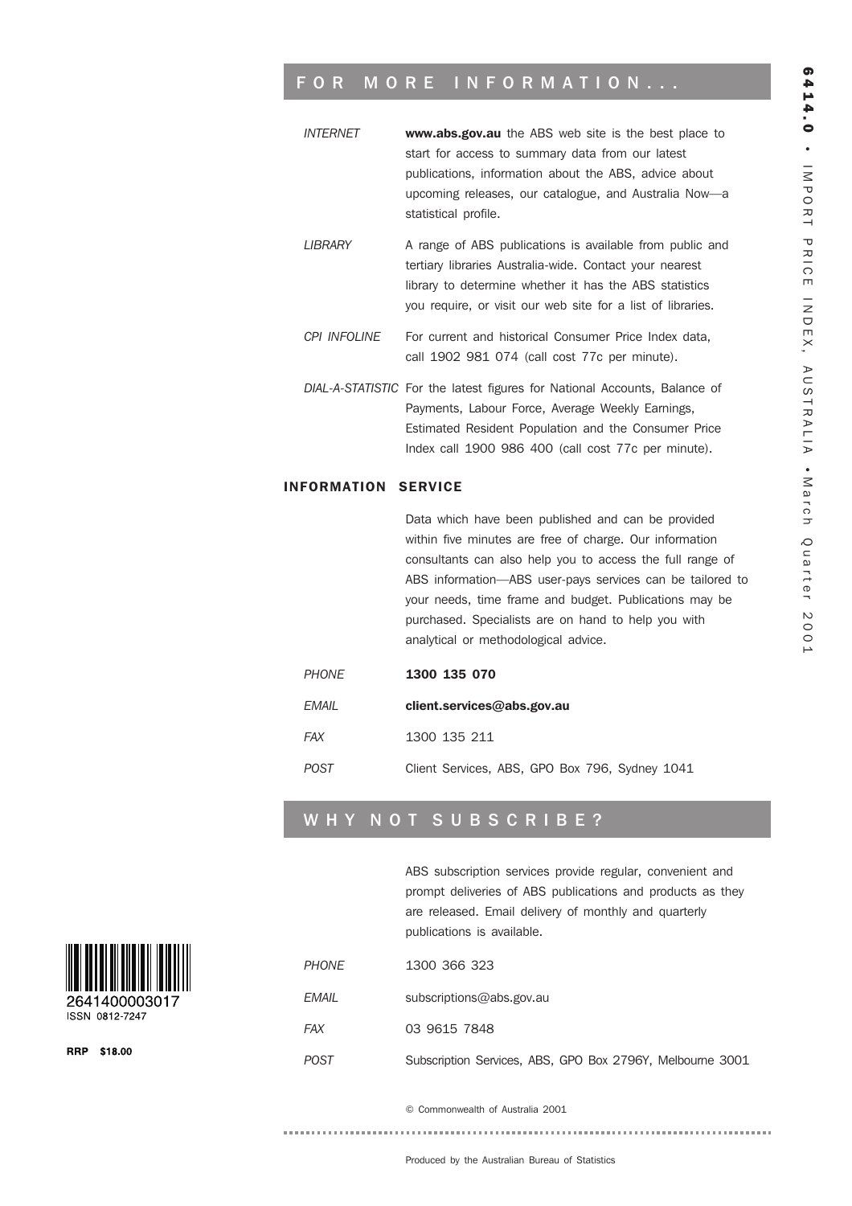## FOR MORE INFORMATION...

| | |
|---|---|
| *INTERNET* | **www.abs.gov.au** the ABS web site is the best place to start for access to summary data from our latest publications, information about the ABS, advice about upcoming releases, our catalogue, and Australia Now—a statistical profile. |
| *LIBRARY* | A range of ABS publications is available from public and tertiary libraries Australia-wide. Contact your nearest library to determine whether it has the ABS statistics you require, or visit our web site for a list of libraries. |
| *CPI INFOLINE* | For current and historical Consumer Price Index data, call 1902 981 074 (call cost 77c per minute). |
| *DIAL-A-STATISTIC* | For the latest figures for National Accounts, Balance of Payments, Labour Force, Average Weekly Earnings, Estimated Resident Population and the Consumer Price Index call 1900 986 400 (call cost 77c per minute). |

### INFORMATION SERVICE

Data which have been published and can be provided within five minutes are free of charge. Our information consultants can also help you to access the full range of ABS information—ABS user-pays services can be tailored to your needs, time frame and budget. Publications may be purchased. Specialists are on hand to help you with analytical or methodological advice.

| | |
|---|---|
| *PHONE* | **1300 135 070** |
| *EMAIL* | **client.services@abs.gov.au** |
| *FAX* | 1300 135 211 |
| *POST* | Client Services, ABS, GPO Box 796, Sydney 1041 |

## WHY NOT SUBSCRIBE?

ABS subscription services provide regular, convenient and prompt deliveries of ABS publications and products as they are released. Email delivery of monthly and quarterly publications is available.

| | |
|---|---|
| *PHONE* | 1300 366 323 |
| *EMAIL* | subscriptions@abs.gov.au |
| *FAX* | 03 9615 7848 |
| *POST* | Subscription Services, ABS, GPO Box 2796Y, Melbourne 3001 |

© Commonwealth of Australia 2001

Produced by the Australian Bureau of Statistics

2641400003017

ISSN 0812-7247

**RRP $18.00**